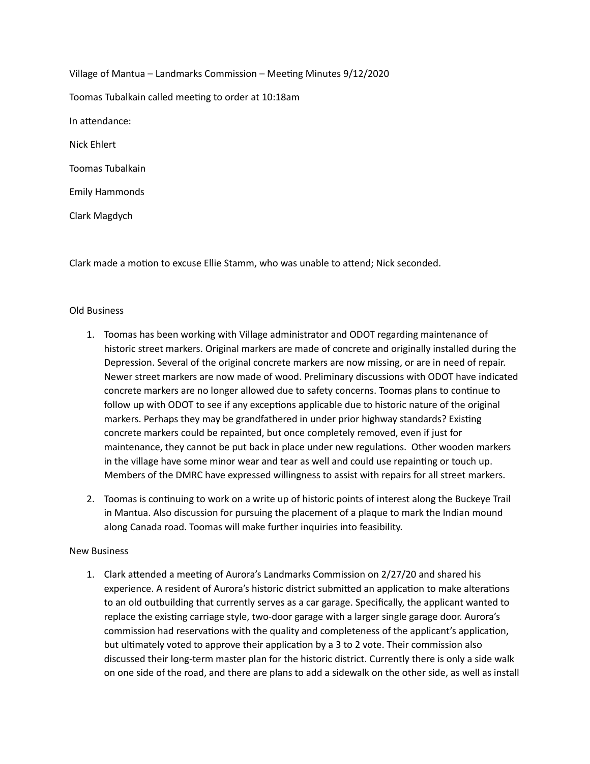Village of Mantua – Landmarks Commission – Meeting Minutes 9/12/2020

Toomas Tubalkain called meeting to order at 10:18am

In attendance:

Nick Ehlert

Toomas Tubalkain

Emily Hammonds

Clark Magdych

Clark made a motion to excuse Ellie Stamm, who was unable to attend; Nick seconded.

Old Business

1. Toomas has been working with Village administrator and ODOT regarding maintenance of historic street markers. Original markers are made of concrete and originally installed during the Depression. Several of the original concrete markers are now missing, or are in need of repair. Newer street markers are now made of wood. Preliminary discussions with ODOT have indicated concrete markers are no longer allowed due to safety concerns. Toomas plans to continue to follow up with ODOT to see if any exceptions applicable due to historic nature of the original markers. Perhaps they may be grandfathered in under prior highway standards? Existing concrete markers could be repainted, but once completely removed, even if just for maintenance, they cannot be put back in place under new regulations. Other wooden markers in the village have some minor wear and tear as well and could use repainting or touch up. Members of the DMRC have expressed willingness to assist with repairs for all street markers.

2. Toomas is continuing to work on a write up of historic points of interest along the Buckeye Trail in Mantua. Also discussion for pursuing the placement of a plaque to mark the Indian mound along Canada road. Toomas will make further inquiries into feasibility.

New Business

1. Clark attended a meeting of Aurora's Landmarks Commission on 2/27/20 and shared his experience. A resident of Aurora's historic district submitted an application to make alterations to an old outbuilding that currently serves as a car garage. Specifically, the applicant wanted to replace the existing carriage style, two-door garage with a larger single garage door. Aurora's commission had reservations with the quality and completeness of the applicant's application, but ultimately voted to approve their application by a 3 to 2 vote. Their commission also discussed their long-term master plan for the historic district. Currently there is only a side walk on one side of the road, and there are plans to add a sidewalk on the other side, as well as install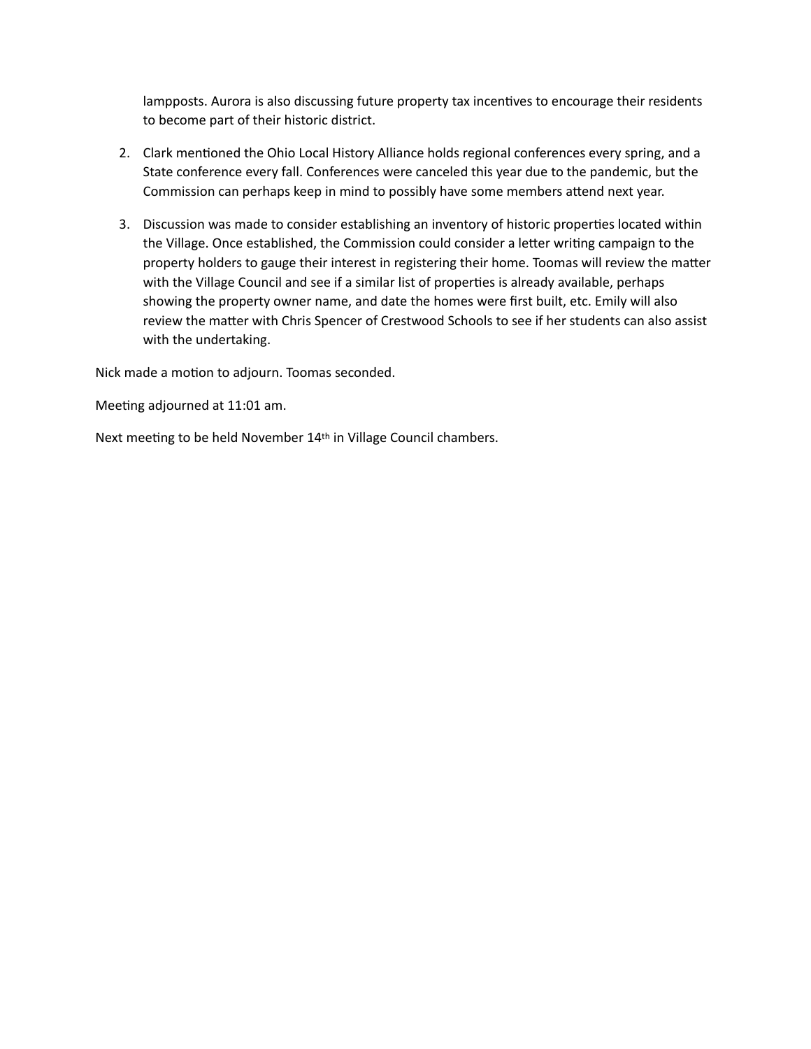lampposts. Aurora is also discussing future property tax incentives to encourage their residents to become part of their historic district.

2. Clark mentioned the Ohio Local History Alliance holds regional conferences every spring, and a State conference every fall. Conferences were canceled this year due to the pandemic, but the Commission can perhaps keep in mind to possibly have some members attend next year.

3. Discussion was made to consider establishing an inventory of historic properties located within the Village. Once established, the Commission could consider a letter writing campaign to the property holders to gauge their interest in registering their home. Toomas will review the matter with the Village Council and see if a similar list of properties is already available, perhaps showing the property owner name, and date the homes were first built, etc. Emily will also review the matter with Chris Spencer of Crestwood Schools to see if her students can also assist with the undertaking.

Nick made a motion to adjourn. Toomas seconded.

Meeting adjourned at 11:01 am.

Next meeting to be held November 14th in Village Council chambers.